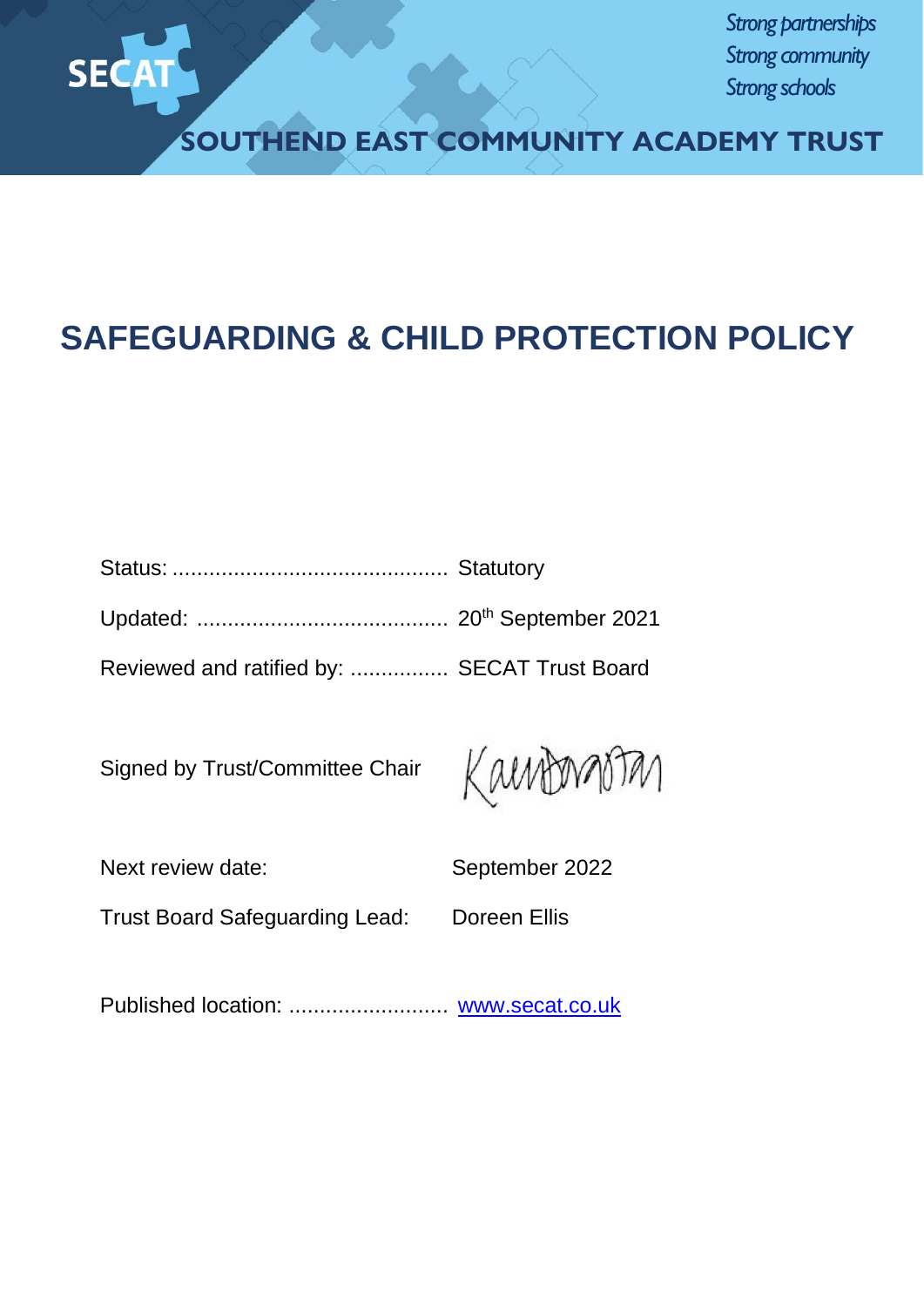SECAT

*Strong partnerships*
*Strong community*
*Strong schools*

**SOUTHEND EAST COMMUNITY ACADEMY TRUST**

# SAFEGUARDING & CHILD PROTECTION POLICY

Status: ............................................ Statutory

Updated: ......................................... 20th September 2021

Reviewed and ratified by: ................ SECAT Trust Board

Signed by Trust/Committee Chair

Next review date: September 2022

Trust Board Safeguarding Lead: Doreen Ellis

Published location: .......................... www.secat.co.uk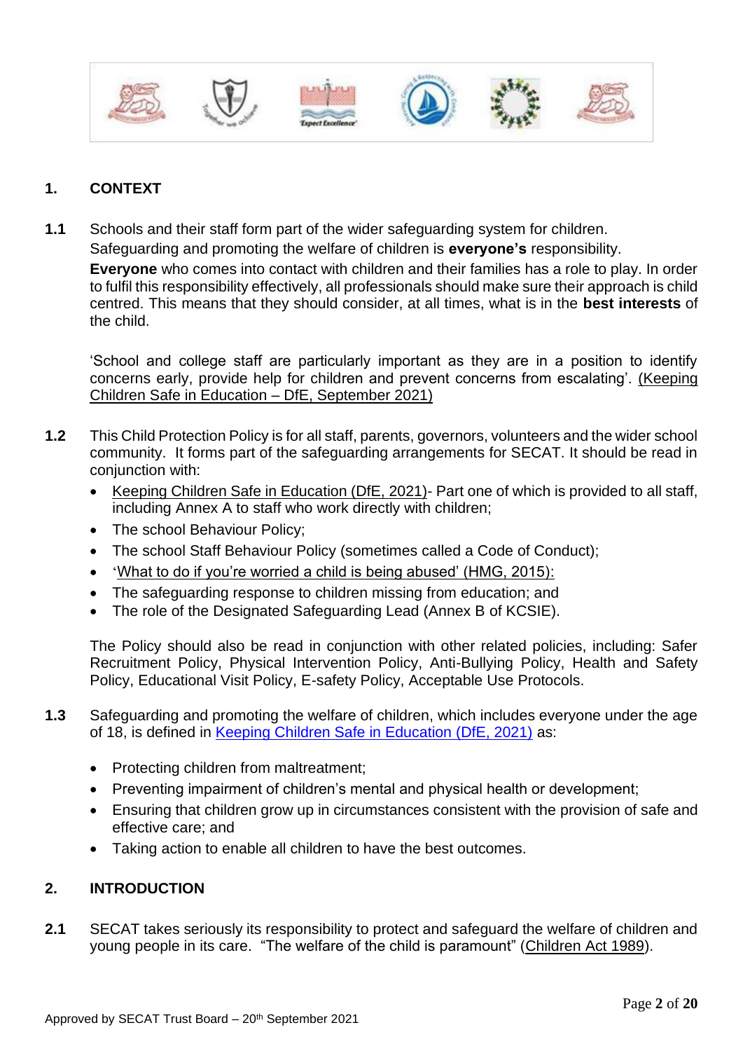## 1. CONTEXT

**1.1** Schools and their staff form part of the wider safeguarding system for children. Safeguarding and promoting the welfare of children is **everyone's** responsibility. **Everyone** who comes into contact with children and their families has a role to play. In order to fulfil this responsibility effectively, all professionals should make sure their approach is child centred. This means that they should consider, at all times, what is in the **best interests** of the child.

'School and college staff are particularly important as they are in a position to identify concerns early, provide help for children and prevent concerns from escalating'. (Keeping Children Safe in Education – DfE, September 2021)

**1.2** This Child Protection Policy is for all staff, parents, governors, volunteers and the wider school community. It forms part of the safeguarding arrangements for SECAT. It should be read in conjunction with:

- Keeping Children Safe in Education (DfE, 2021)- Part one of which is provided to all staff, including Annex A to staff who work directly with children;
- The school Behaviour Policy;
- The school Staff Behaviour Policy (sometimes called a Code of Conduct);
- 'What to do if you're worried a child is being abused' (HMG, 2015):
- The safeguarding response to children missing from education; and
- The role of the Designated Safeguarding Lead (Annex B of KCSIE).

The Policy should also be read in conjunction with other related policies, including: Safer Recruitment Policy, Physical Intervention Policy, Anti-Bullying Policy, Health and Safety Policy, Educational Visit Policy, E-safety Policy, Acceptable Use Protocols.

**1.3** Safeguarding and promoting the welfare of children, which includes everyone under the age of 18, is defined in Keeping Children Safe in Education (DfE, 2021) as:

- Protecting children from maltreatment;
- Preventing impairment of children's mental and physical health or development;
- Ensuring that children grow up in circumstances consistent with the provision of safe and effective care; and
- Taking action to enable all children to have the best outcomes.

## 2. INTRODUCTION

**2.1** SECAT takes seriously its responsibility to protect and safeguard the welfare of children and young people in its care. "The welfare of the child is paramount" (Children Act 1989).

Approved by SECAT Trust Board – 20th September 2021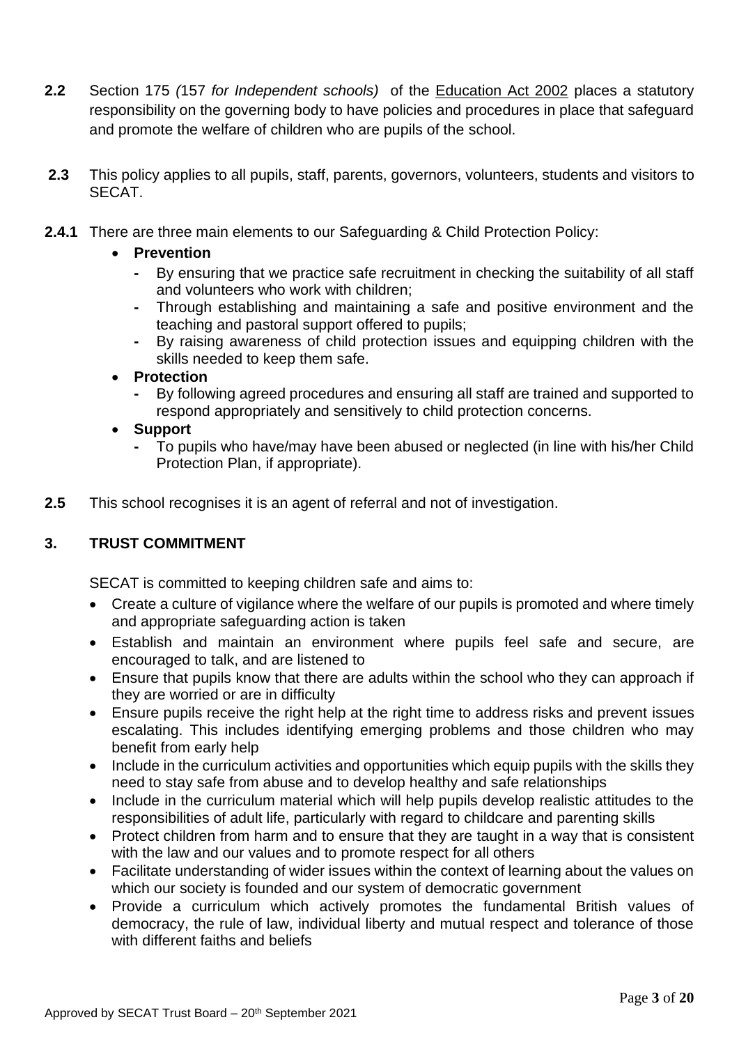**2.2** Section 175 *(157 for Independent schools)* of the Education Act 2002 places a statutory responsibility on the governing body to have policies and procedures in place that safeguard and promote the welfare of children who are pupils of the school.

**2.3** This policy applies to all pupils, staff, parents, governors, volunteers, students and visitors to SECAT.

**2.4.1** There are three main elements to our Safeguarding & Child Protection Policy:

- **Prevention**
  - By ensuring that we practice safe recruitment in checking the suitability of all staff and volunteers who work with children;
  - Through establishing and maintaining a safe and positive environment and the teaching and pastoral support offered to pupils;
  - By raising awareness of child protection issues and equipping children with the skills needed to keep them safe.
- **Protection**
  - By following agreed procedures and ensuring all staff are trained and supported to respond appropriately and sensitively to child protection concerns.
- **Support**
  - To pupils who have/may have been abused or neglected (in line with his/her Child Protection Plan, if appropriate).

**2.5** This school recognises it is an agent of referral and not of investigation.

## 3. TRUST COMMITMENT

SECAT is committed to keeping children safe and aims to:

- Create a culture of vigilance where the welfare of our pupils is promoted and where timely and appropriate safeguarding action is taken
- Establish and maintain an environment where pupils feel safe and secure, are encouraged to talk, and are listened to
- Ensure that pupils know that there are adults within the school who they can approach if they are worried or are in difficulty
- Ensure pupils receive the right help at the right time to address risks and prevent issues escalating. This includes identifying emerging problems and those children who may benefit from early help
- Include in the curriculum activities and opportunities which equip pupils with the skills they need to stay safe from abuse and to develop healthy and safe relationships
- Include in the curriculum material which will help pupils develop realistic attitudes to the responsibilities of adult life, particularly with regard to childcare and parenting skills
- Protect children from harm and to ensure that they are taught in a way that is consistent with the law and our values and to promote respect for all others
- Facilitate understanding of wider issues within the context of learning about the values on which our society is founded and our system of democratic government
- Provide a curriculum which actively promotes the fundamental British values of democracy, the rule of law, individual liberty and mutual respect and tolerance of those with different faiths and beliefs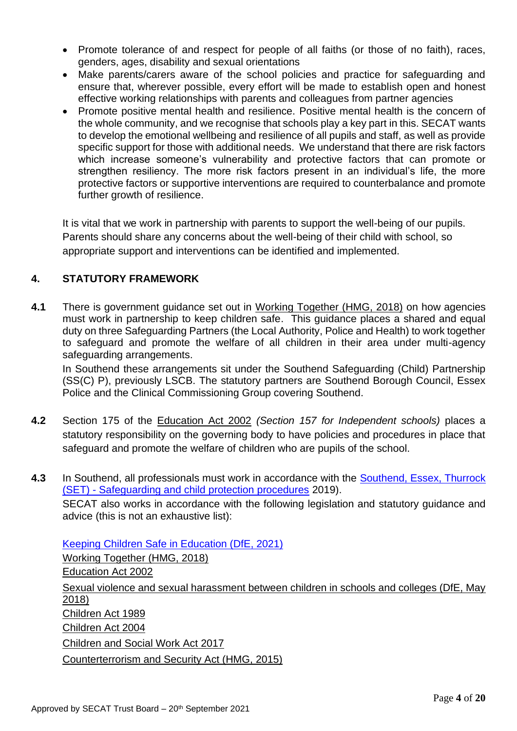- Promote tolerance of and respect for people of all faiths (or those of no faith), races, genders, ages, disability and sexual orientations
- Make parents/carers aware of the school policies and practice for safeguarding and ensure that, wherever possible, every effort will be made to establish open and honest effective working relationships with parents and colleagues from partner agencies
- Promote positive mental health and resilience. Positive mental health is the concern of the whole community, and we recognise that schools play a key part in this. SECAT wants to develop the emotional wellbeing and resilience of all pupils and staff, as well as provide specific support for those with additional needs. We understand that there are risk factors which increase someone's vulnerability and protective factors that can promote or strengthen resiliency. The more risk factors present in an individual's life, the more protective factors or supportive interventions are required to counterbalance and promote further growth of resilience.

It is vital that we work in partnership with parents to support the well-being of our pupils. Parents should share any concerns about the well-being of their child with school, so appropriate support and interventions can be identified and implemented.

## 4. STATUTORY FRAMEWORK

**4.1** There is government guidance set out in Working Together (HMG, 2018) on how agencies must work in partnership to keep children safe. This guidance places a shared and equal duty on three Safeguarding Partners (the Local Authority, Police and Health) to work together to safeguard and promote the welfare of all children in their area under multi-agency safeguarding arrangements.

In Southend these arrangements sit under the Southend Safeguarding (Child) Partnership (SS(C) P), previously LSCB. The statutory partners are Southend Borough Council, Essex Police and the Clinical Commissioning Group covering Southend.

**4.2** Section 175 of the Education Act 2002 *(Section 157 for Independent schools)* places a statutory responsibility on the governing body to have policies and procedures in place that safeguard and promote the welfare of children who are pupils of the school.

**4.3** In Southend, all professionals must work in accordance with the Southend, Essex, Thurrock (SET) - Safeguarding and child protection procedures 2019).

SECAT also works in accordance with the following legislation and statutory guidance and advice (this is not an exhaustive list):

Keeping Children Safe in Education (DfE, 2021)
Working Together (HMG, 2018)
Education Act 2002
Sexual violence and sexual harassment between children in schools and colleges (DfE, May 2018)
Children Act 1989
Children Act 2004
Children and Social Work Act 2017
Counterterrorism and Security Act (HMG, 2015)

Approved by SECAT Trust Board – 20th September 2021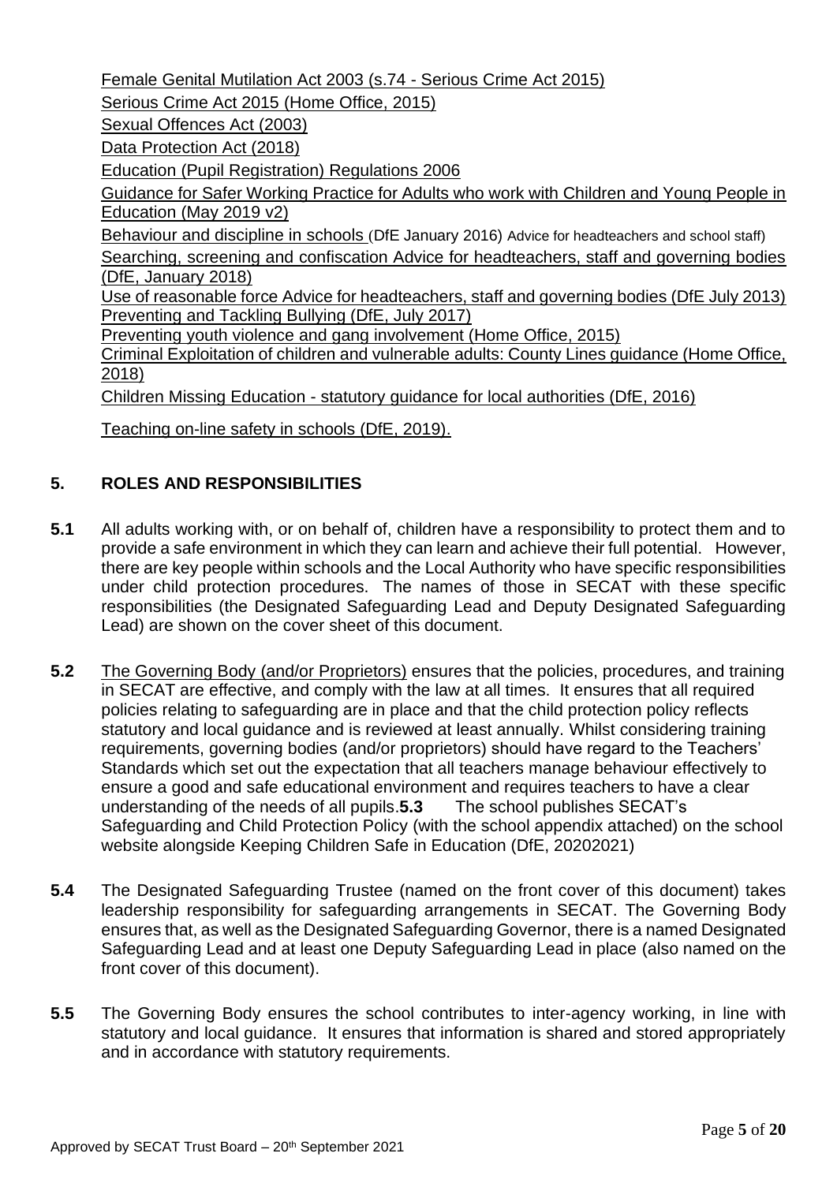Female Genital Mutilation Act 2003 (s.74 - Serious Crime Act 2015)

Serious Crime Act 2015 (Home Office, 2015)

Sexual Offences Act (2003)

Data Protection Act (2018)

Education (Pupil Registration) Regulations 2006

Guidance for Safer Working Practice for Adults who work with Children and Young People in Education (May 2019 v2)

Behaviour and discipline in schools (DfE January 2016) Advice for headteachers and school staff)

Searching, screening and confiscation Advice for headteachers, staff and governing bodies (DfE, January 2018)

Use of reasonable force Advice for headteachers, staff and governing bodies (DfE July 2013)

Preventing and Tackling Bullying (DfE, July 2017)

Preventing youth violence and gang involvement (Home Office, 2015)

Criminal Exploitation of children and vulnerable adults: County Lines guidance (Home Office, 2018)

Children Missing Education - statutory guidance for local authorities (DfE, 2016)

Teaching on-line safety in schools (DfE, 2019).

## 5. ROLES AND RESPONSIBILITIES

**5.1** All adults working with, or on behalf of, children have a responsibility to protect them and to provide a safe environment in which they can learn and achieve their full potential. However, there are key people within schools and the Local Authority who have specific responsibilities under child protection procedures. The names of those in SECAT with these specific responsibilities (the Designated Safeguarding Lead and Deputy Designated Safeguarding Lead) are shown on the cover sheet of this document.

**5.2** The Governing Body (and/or Proprietors) ensures that the policies, procedures, and training in SECAT are effective, and comply with the law at all times. It ensures that all required policies relating to safeguarding are in place and that the child protection policy reflects statutory and local guidance and is reviewed at least annually. Whilst considering training requirements, governing bodies (and/or proprietors) should have regard to the Teachers' Standards which set out the expectation that all teachers manage behaviour effectively to ensure a good and safe educational environment and requires teachers to have a clear understanding of the needs of all pupils.**5.3** The school publishes SECAT's Safeguarding and Child Protection Policy (with the school appendix attached) on the school website alongside Keeping Children Safe in Education (DfE, 20202021)

**5.4** The Designated Safeguarding Trustee (named on the front cover of this document) takes leadership responsibility for safeguarding arrangements in SECAT. The Governing Body ensures that, as well as the Designated Safeguarding Governor, there is a named Designated Safeguarding Lead and at least one Deputy Safeguarding Lead in place (also named on the front cover of this document).

**5.5** The Governing Body ensures the school contributes to inter-agency working, in line with statutory and local guidance. It ensures that information is shared and stored appropriately and in accordance with statutory requirements.

Approved by SECAT Trust Board – 20th September 2021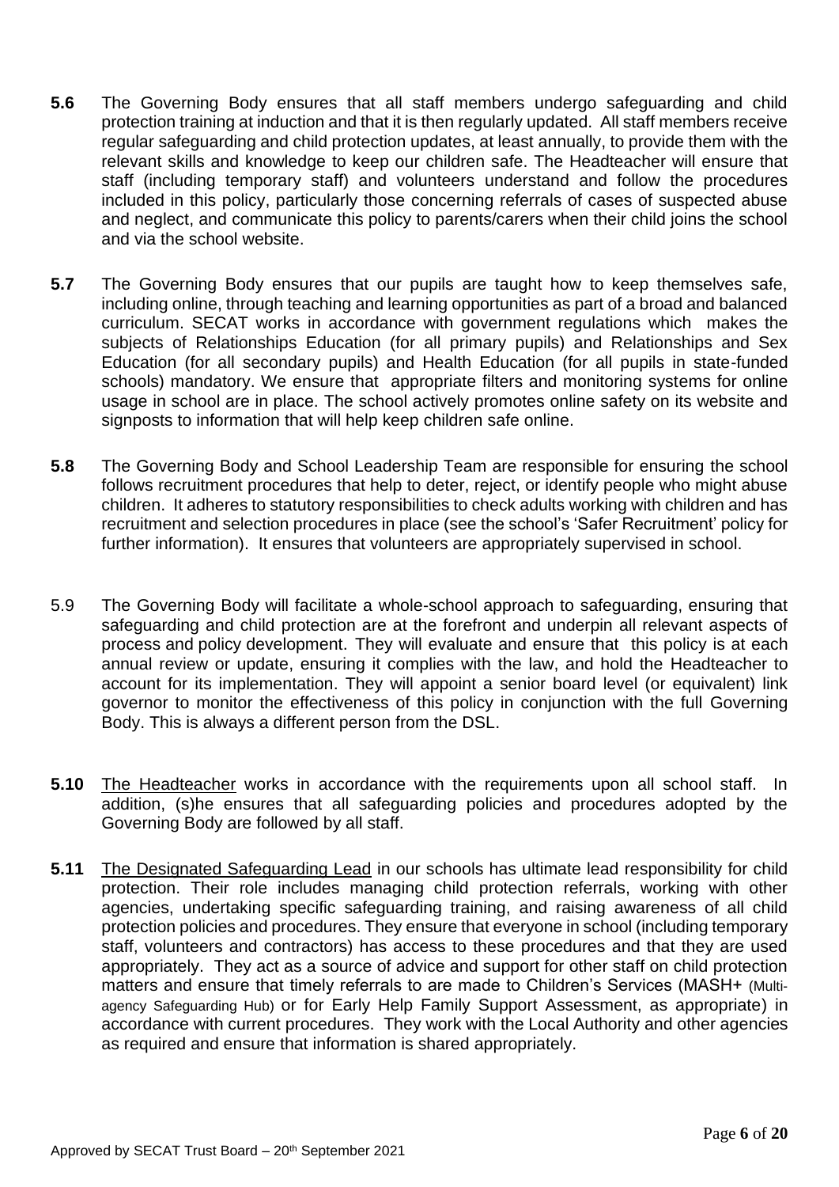**5.6** The Governing Body ensures that all staff members undergo safeguarding and child protection training at induction and that it is then regularly updated. All staff members receive regular safeguarding and child protection updates, at least annually, to provide them with the relevant skills and knowledge to keep our children safe. The Headteacher will ensure that staff (including temporary staff) and volunteers understand and follow the procedures included in this policy, particularly those concerning referrals of cases of suspected abuse and neglect, and communicate this policy to parents/carers when their child joins the school and via the school website.

**5.7** The Governing Body ensures that our pupils are taught how to keep themselves safe, including online, through teaching and learning opportunities as part of a broad and balanced curriculum. SECAT works in accordance with government regulations which makes the subjects of Relationships Education (for all primary pupils) and Relationships and Sex Education (for all secondary pupils) and Health Education (for all pupils in state-funded schools) mandatory. We ensure that appropriate filters and monitoring systems for online usage in school are in place. The school actively promotes online safety on its website and signposts to information that will help keep children safe online.

**5.8** The Governing Body and School Leadership Team are responsible for ensuring the school follows recruitment procedures that help to deter, reject, or identify people who might abuse children. It adheres to statutory responsibilities to check adults working with children and has recruitment and selection procedures in place (see the school's 'Safer Recruitment' policy for further information). It ensures that volunteers are appropriately supervised in school.

5.9 The Governing Body will facilitate a whole-school approach to safeguarding, ensuring that safeguarding and child protection are at the forefront and underpin all relevant aspects of process and policy development. They will evaluate and ensure that this policy is at each annual review or update, ensuring it complies with the law, and hold the Headteacher to account for its implementation. They will appoint a senior board level (or equivalent) link governor to monitor the effectiveness of this policy in conjunction with the full Governing Body. This is always a different person from the DSL.

**5.10** The Headteacher works in accordance with the requirements upon all school staff. In addition, (s)he ensures that all safeguarding policies and procedures adopted by the Governing Body are followed by all staff.

**5.11** The Designated Safeguarding Lead in our schools has ultimate lead responsibility for child protection. Their role includes managing child protection referrals, working with other agencies, undertaking specific safeguarding training, and raising awareness of all child protection policies and procedures. They ensure that everyone in school (including temporary staff, volunteers and contractors) has access to these procedures and that they are used appropriately. They act as a source of advice and support for other staff on child protection matters and ensure that timely referrals to are made to Children's Services (MASH+ (Multi-agency Safeguarding Hub) or for Early Help Family Support Assessment, as appropriate) in accordance with current procedures. They work with the Local Authority and other agencies as required and ensure that information is shared appropriately.

Approved by SECAT Trust Board – 20th September 2021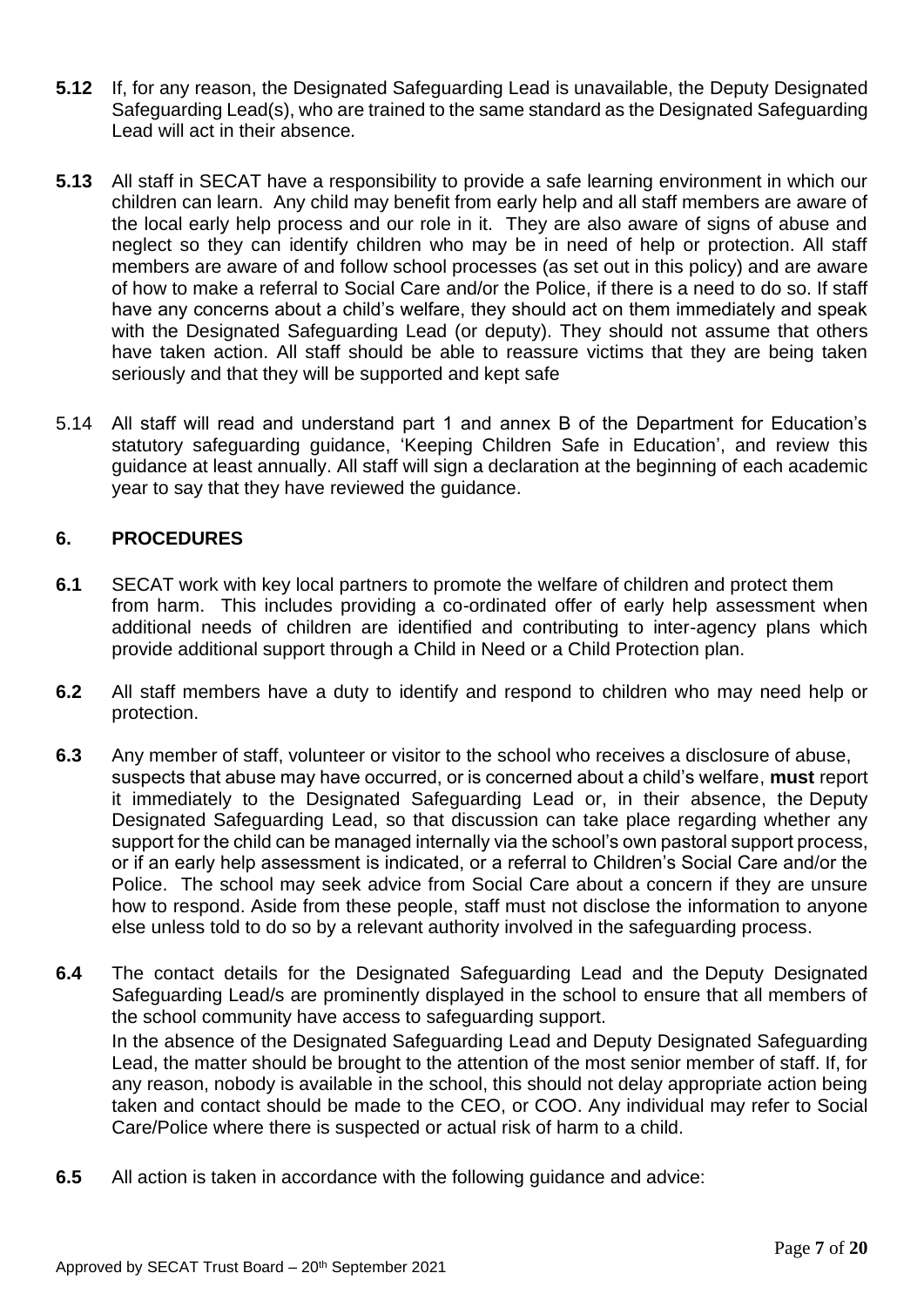**5.12** If, for any reason, the Designated Safeguarding Lead is unavailable, the Deputy Designated Safeguarding Lead(s), who are trained to the same standard as the Designated Safeguarding Lead will act in their absence.

**5.13** All staff in SECAT have a responsibility to provide a safe learning environment in which our children can learn. Any child may benefit from early help and all staff members are aware of the local early help process and our role in it. They are also aware of signs of abuse and neglect so they can identify children who may be in need of help or protection. All staff members are aware of and follow school processes (as set out in this policy) and are aware of how to make a referral to Social Care and/or the Police, if there is a need to do so. If staff have any concerns about a child's welfare, they should act on them immediately and speak with the Designated Safeguarding Lead (or deputy). They should not assume that others have taken action. All staff should be able to reassure victims that they are being taken seriously and that they will be supported and kept safe

5.14 All staff will read and understand part 1 and annex B of the Department for Education's statutory safeguarding guidance, 'Keeping Children Safe in Education', and review this guidance at least annually. All staff will sign a declaration at the beginning of each academic year to say that they have reviewed the guidance.

## 6. PROCEDURES

**6.1** SECAT work with key local partners to promote the welfare of children and protect them from harm. This includes providing a co-ordinated offer of early help assessment when additional needs of children are identified and contributing to inter-agency plans which provide additional support through a Child in Need or a Child Protection plan.

**6.2** All staff members have a duty to identify and respond to children who may need help or protection.

**6.3** Any member of staff, volunteer or visitor to the school who receives a disclosure of abuse, suspects that abuse may have occurred, or is concerned about a child's welfare, **must** report it immediately to the Designated Safeguarding Lead or, in their absence, the Deputy Designated Safeguarding Lead, so that discussion can take place regarding whether any support for the child can be managed internally via the school's own pastoral support process, or if an early help assessment is indicated, or a referral to Children's Social Care and/or the Police. The school may seek advice from Social Care about a concern if they are unsure how to respond. Aside from these people, staff must not disclose the information to anyone else unless told to do so by a relevant authority involved in the safeguarding process.

**6.4** The contact details for the Designated Safeguarding Lead and the Deputy Designated Safeguarding Lead/s are prominently displayed in the school to ensure that all members of the school community have access to safeguarding support.

In the absence of the Designated Safeguarding Lead and Deputy Designated Safeguarding Lead, the matter should be brought to the attention of the most senior member of staff. If, for any reason, nobody is available in the school, this should not delay appropriate action being taken and contact should be made to the CEO, or COO. Any individual may refer to Social Care/Police where there is suspected or actual risk of harm to a child.

**6.5** All action is taken in accordance with the following guidance and advice: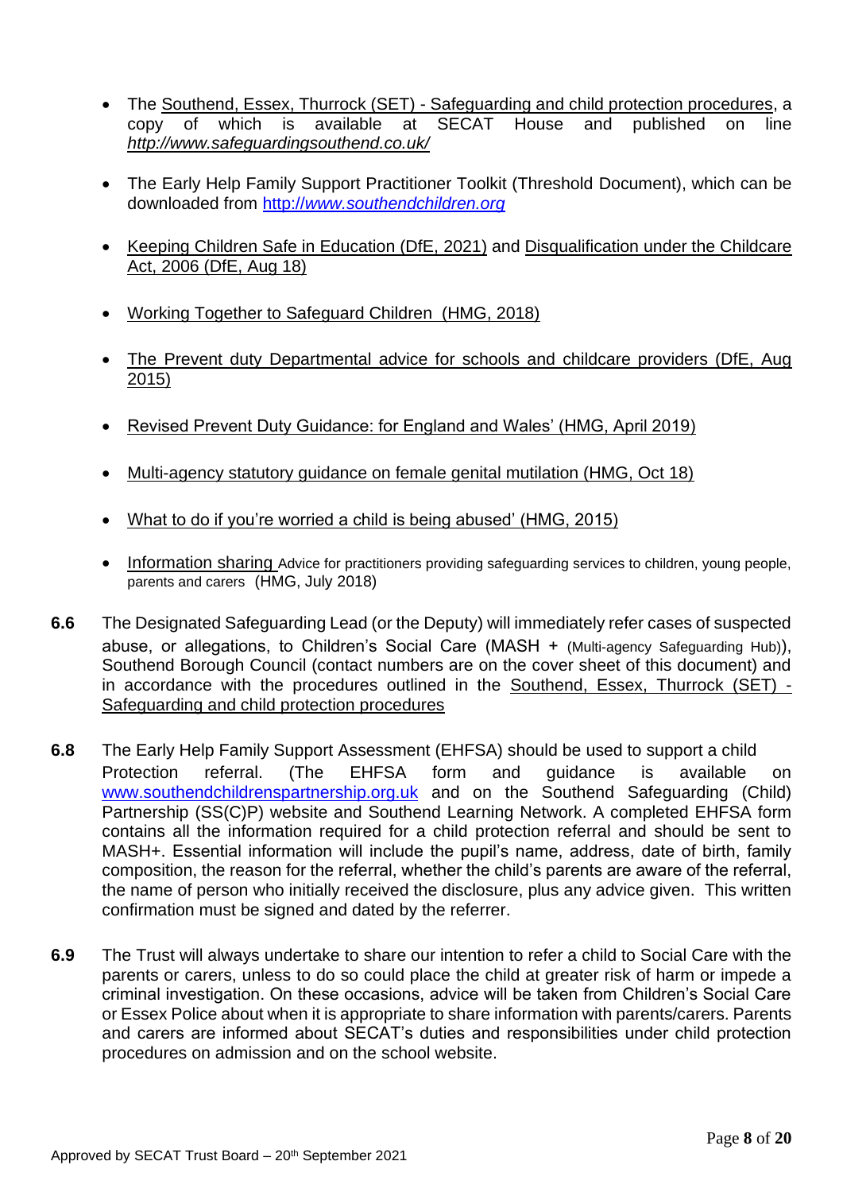- The Southend, Essex, Thurrock (SET) - Safeguarding and child protection procedures, a copy of which is available at SECAT House and published on line *http://www.safeguardingsouthend.co.uk/*

- The Early Help Family Support Practitioner Toolkit (Threshold Document), which can be downloaded from http://*www.southendchildren.org*

- Keeping Children Safe in Education (DfE, 2021) and Disqualification under the Childcare Act, 2006 (DfE, Aug 18)

- Working Together to Safeguard Children (HMG, 2018)

- The Prevent duty Departmental advice for schools and childcare providers (DfE, Aug 2015)

- Revised Prevent Duty Guidance: for England and Wales' (HMG, April 2019)

- Multi-agency statutory guidance on female genital mutilation (HMG, Oct 18)

- What to do if you're worried a child is being abused' (HMG, 2015)

- Information sharing Advice for practitioners providing safeguarding services to children, young people, parents and carers (HMG, July 2018)

**6.6** The Designated Safeguarding Lead (or the Deputy) will immediately refer cases of suspected abuse, or allegations, to Children's Social Care (MASH + (Multi-agency Safeguarding Hub)), Southend Borough Council (contact numbers are on the cover sheet of this document) and in accordance with the procedures outlined in the Southend, Essex, Thurrock (SET) - Safeguarding and child protection procedures

**6.8** The Early Help Family Support Assessment (EHFSA) should be used to support a child Protection referral. (The EHFSA form and guidance is available on www.southendchildrenspartnership.org.uk and on the Southend Safeguarding (Child) Partnership (SS(C)P) website and Southend Learning Network. A completed EHFSA form contains all the information required for a child protection referral and should be sent to MASH+. Essential information will include the pupil's name, address, date of birth, family composition, the reason for the referral, whether the child's parents are aware of the referral, the name of person who initially received the disclosure, plus any advice given. This written confirmation must be signed and dated by the referrer.

**6.9** The Trust will always undertake to share our intention to refer a child to Social Care with the parents or carers, unless to do so could place the child at greater risk of harm or impede a criminal investigation. On these occasions, advice will be taken from Children's Social Care or Essex Police about when it is appropriate to share information with parents/carers. Parents and carers are informed about SECAT's duties and responsibilities under child protection procedures on admission and on the school website.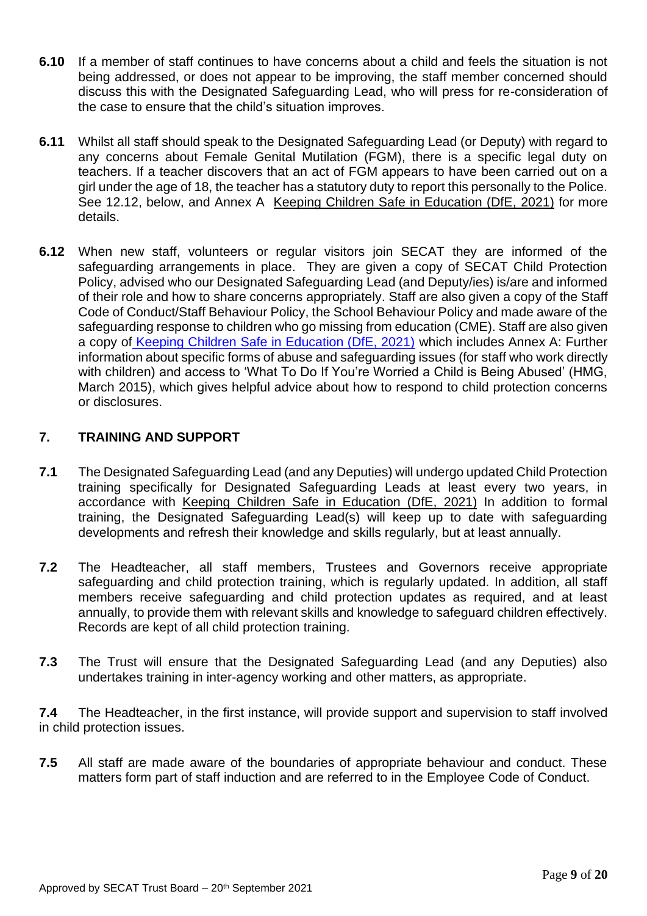**6.10** If a member of staff continues to have concerns about a child and feels the situation is not being addressed, or does not appear to be improving, the staff member concerned should discuss this with the Designated Safeguarding Lead, who will press for re-consideration of the case to ensure that the child's situation improves.

**6.11** Whilst all staff should speak to the Designated Safeguarding Lead (or Deputy) with regard to any concerns about Female Genital Mutilation (FGM), there is a specific legal duty on teachers. If a teacher discovers that an act of FGM appears to have been carried out on a girl under the age of 18, the teacher has a statutory duty to report this personally to the Police. See 12.12, below, and Annex A Keeping Children Safe in Education (DfE, 2021) for more details.

**6.12** When new staff, volunteers or regular visitors join SECAT they are informed of the safeguarding arrangements in place. They are given a copy of SECAT Child Protection Policy, advised who our Designated Safeguarding Lead (and Deputy/ies) is/are and informed of their role and how to share concerns appropriately. Staff are also given a copy of the Staff Code of Conduct/Staff Behaviour Policy, the School Behaviour Policy and made aware of the safeguarding response to children who go missing from education (CME). Staff are also given a copy of Keeping Children Safe in Education (DfE, 2021) which includes Annex A: Further information about specific forms of abuse and safeguarding issues (for staff who work directly with children) and access to 'What To Do If You're Worried a Child is Being Abused' (HMG, March 2015), which gives helpful advice about how to respond to child protection concerns or disclosures.

## 7. TRAINING AND SUPPORT

**7.1** The Designated Safeguarding Lead (and any Deputies) will undergo updated Child Protection training specifically for Designated Safeguarding Leads at least every two years, in accordance with Keeping Children Safe in Education (DfE, 2021) In addition to formal training, the Designated Safeguarding Lead(s) will keep up to date with safeguarding developments and refresh their knowledge and skills regularly, but at least annually.

**7.2** The Headteacher, all staff members, Trustees and Governors receive appropriate safeguarding and child protection training, which is regularly updated. In addition, all staff members receive safeguarding and child protection updates as required, and at least annually, to provide them with relevant skills and knowledge to safeguard children effectively. Records are kept of all child protection training.

**7.3** The Trust will ensure that the Designated Safeguarding Lead (and any Deputies) also undertakes training in inter-agency working and other matters, as appropriate.

**7.4** The Headteacher, in the first instance, will provide support and supervision to staff involved in child protection issues.

**7.5** All staff are made aware of the boundaries of appropriate behaviour and conduct. These matters form part of staff induction and are referred to in the Employee Code of Conduct.

Approved by SECAT Trust Board – 20th September 2021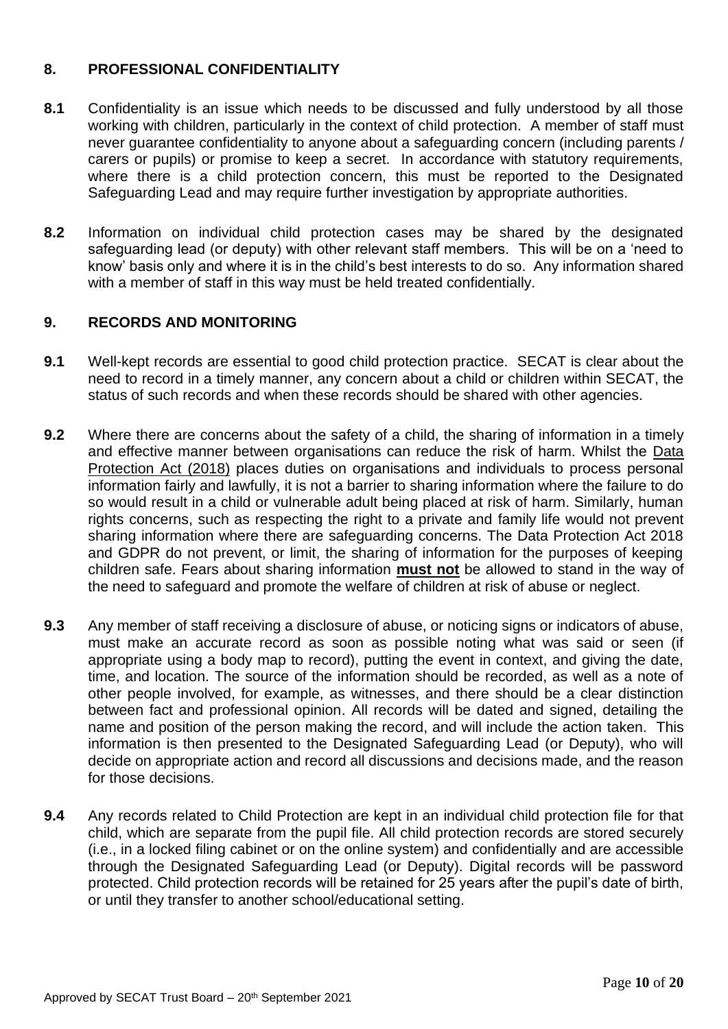## 8. PROFESSIONAL CONFIDENTIALITY

**8.1** Confidentiality is an issue which needs to be discussed and fully understood by all those working with children, particularly in the context of child protection. A member of staff must never guarantee confidentiality to anyone about a safeguarding concern (including parents / carers or pupils) or promise to keep a secret. In accordance with statutory requirements, where there is a child protection concern, this must be reported to the Designated Safeguarding Lead and may require further investigation by appropriate authorities.

**8.2** Information on individual child protection cases may be shared by the designated safeguarding lead (or deputy) with other relevant staff members. This will be on a 'need to know' basis only and where it is in the child's best interests to do so. Any information shared with a member of staff in this way must be held treated confidentially.

## 9. RECORDS AND MONITORING

**9.1** Well-kept records are essential to good child protection practice. SECAT is clear about the need to record in a timely manner, any concern about a child or children within SECAT, the status of such records and when these records should be shared with other agencies.

**9.2** Where there are concerns about the safety of a child, the sharing of information in a timely and effective manner between organisations can reduce the risk of harm. Whilst the Data Protection Act (2018) places duties on organisations and individuals to process personal information fairly and lawfully, it is not a barrier to sharing information where the failure to do so would result in a child or vulnerable adult being placed at risk of harm. Similarly, human rights concerns, such as respecting the right to a private and family life would not prevent sharing information where there are safeguarding concerns. The Data Protection Act 2018 and GDPR do not prevent, or limit, the sharing of information for the purposes of keeping children safe. Fears about sharing information **must not** be allowed to stand in the way of the need to safeguard and promote the welfare of children at risk of abuse or neglect.

**9.3** Any member of staff receiving a disclosure of abuse, or noticing signs or indicators of abuse, must make an accurate record as soon as possible noting what was said or seen (if appropriate using a body map to record), putting the event in context, and giving the date, time, and location. The source of the information should be recorded, as well as a note of other people involved, for example, as witnesses, and there should be a clear distinction between fact and professional opinion. All records will be dated and signed, detailing the name and position of the person making the record, and will include the action taken. This information is then presented to the Designated Safeguarding Lead (or Deputy), who will decide on appropriate action and record all discussions and decisions made, and the reason for those decisions.

**9.4** Any records related to Child Protection are kept in an individual child protection file for that child, which are separate from the pupil file. All child protection records are stored securely (i.e., in a locked filing cabinet or on the online system) and confidentially and are accessible through the Designated Safeguarding Lead (or Deputy). Digital records will be password protected. Child protection records will be retained for 25 years after the pupil's date of birth, or until they transfer to another school/educational setting.

Approved by SECAT Trust Board – 20th September 2021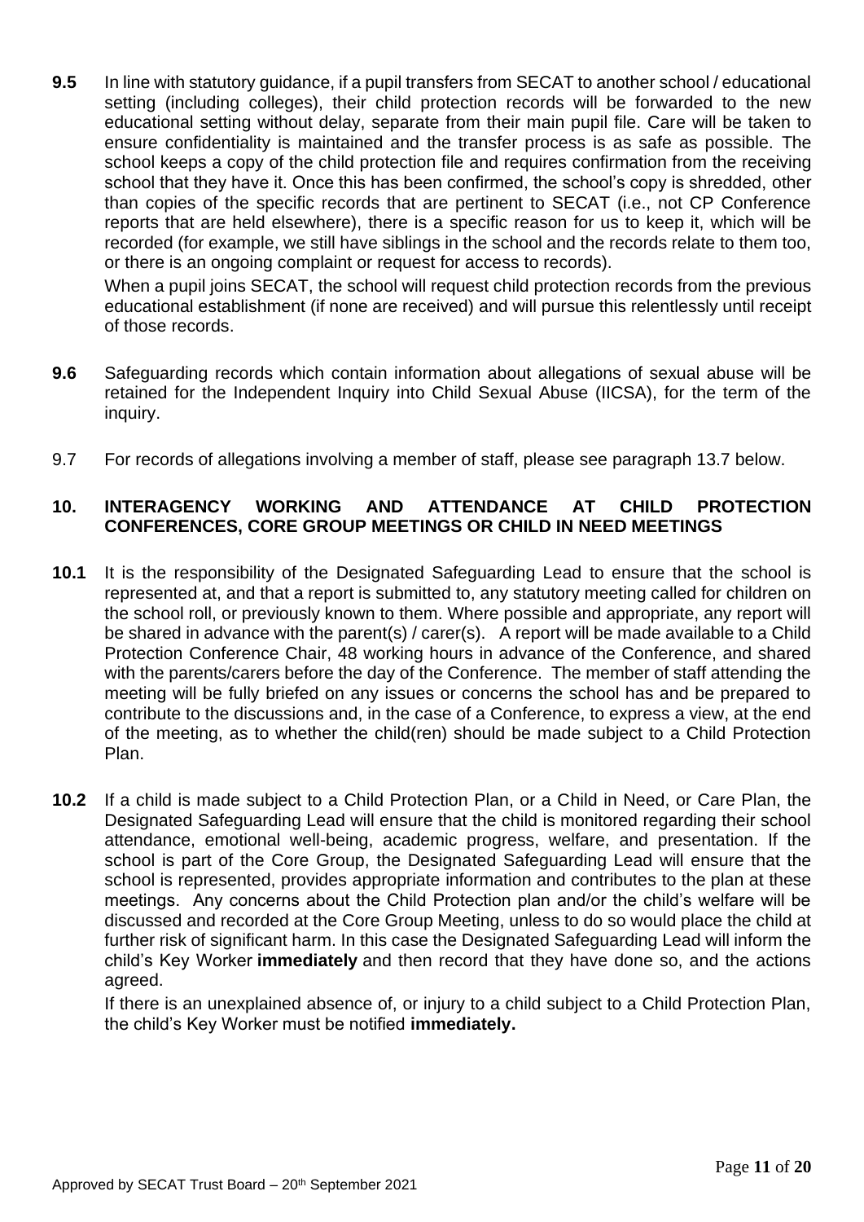**9.5** In line with statutory guidance, if a pupil transfers from SECAT to another school / educational setting (including colleges), their child protection records will be forwarded to the new educational setting without delay, separate from their main pupil file. Care will be taken to ensure confidentiality is maintained and the transfer process is as safe as possible. The school keeps a copy of the child protection file and requires confirmation from the receiving school that they have it. Once this has been confirmed, the school's copy is shredded, other than copies of the specific records that are pertinent to SECAT (i.e., not CP Conference reports that are held elsewhere), there is a specific reason for us to keep it, which will be recorded (for example, we still have siblings in the school and the records relate to them too, or there is an ongoing complaint or request for access to records).

When a pupil joins SECAT, the school will request child protection records from the previous educational establishment (if none are received) and will pursue this relentlessly until receipt of those records.

**9.6** Safeguarding records which contain information about allegations of sexual abuse will be retained for the Independent Inquiry into Child Sexual Abuse (IICSA), for the term of the inquiry.

9.7 For records of allegations involving a member of staff, please see paragraph 13.7 below.

## 10. INTERAGENCY WORKING AND ATTENDANCE AT CHILD PROTECTION CONFERENCES, CORE GROUP MEETINGS OR CHILD IN NEED MEETINGS

**10.1** It is the responsibility of the Designated Safeguarding Lead to ensure that the school is represented at, and that a report is submitted to, any statutory meeting called for children on the school roll, or previously known to them. Where possible and appropriate, any report will be shared in advance with the parent(s) / carer(s). A report will be made available to a Child Protection Conference Chair, 48 working hours in advance of the Conference, and shared with the parents/carers before the day of the Conference. The member of staff attending the meeting will be fully briefed on any issues or concerns the school has and be prepared to contribute to the discussions and, in the case of a Conference, to express a view, at the end of the meeting, as to whether the child(ren) should be made subject to a Child Protection Plan.

**10.2** If a child is made subject to a Child Protection Plan, or a Child in Need, or Care Plan, the Designated Safeguarding Lead will ensure that the child is monitored regarding their school attendance, emotional well-being, academic progress, welfare, and presentation. If the school is part of the Core Group, the Designated Safeguarding Lead will ensure that the school is represented, provides appropriate information and contributes to the plan at these meetings. Any concerns about the Child Protection plan and/or the child's welfare will be discussed and recorded at the Core Group Meeting, unless to do so would place the child at further risk of significant harm. In this case the Designated Safeguarding Lead will inform the child's Key Worker **immediately** and then record that they have done so, and the actions agreed.

If there is an unexplained absence of, or injury to a child subject to a Child Protection Plan, the child's Key Worker must be notified **immediately.**

Approved by SECAT Trust Board – 20th September 2021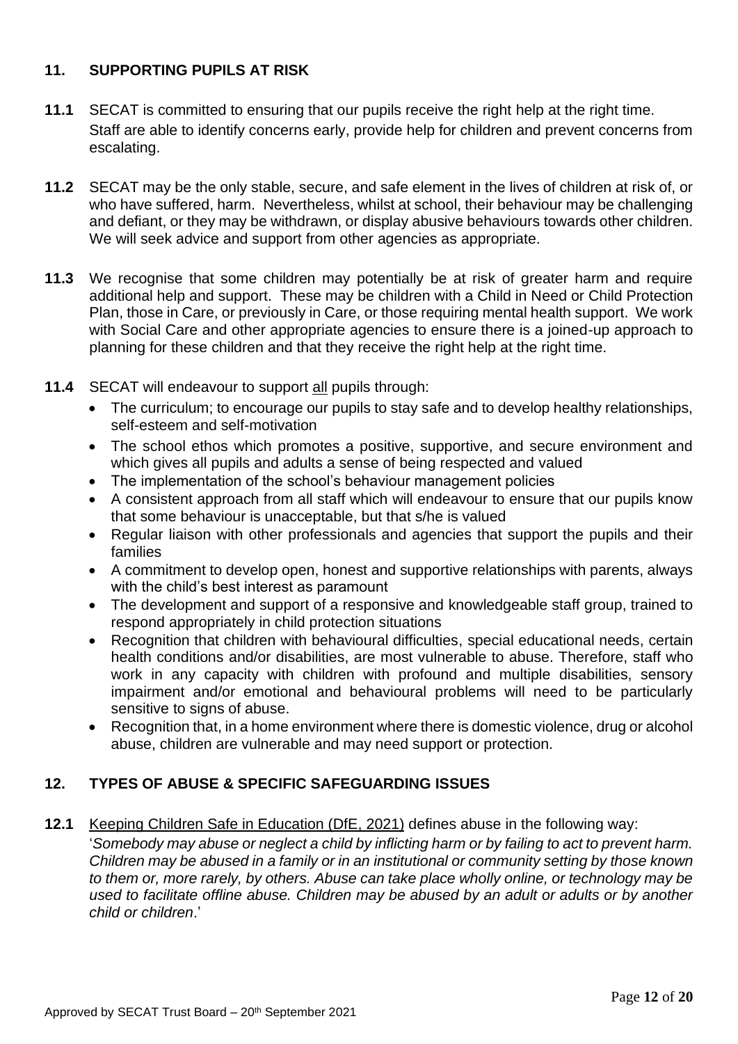## 11. SUPPORTING PUPILS AT RISK

**11.1** SECAT is committed to ensuring that our pupils receive the right help at the right time. Staff are able to identify concerns early, provide help for children and prevent concerns from escalating.

**11.2** SECAT may be the only stable, secure, and safe element in the lives of children at risk of, or who have suffered, harm. Nevertheless, whilst at school, their behaviour may be challenging and defiant, or they may be withdrawn, or display abusive behaviours towards other children. We will seek advice and support from other agencies as appropriate.

**11.3** We recognise that some children may potentially be at risk of greater harm and require additional help and support. These may be children with a Child in Need or Child Protection Plan, those in Care, or previously in Care, or those requiring mental health support. We work with Social Care and other appropriate agencies to ensure there is a joined-up approach to planning for these children and that they receive the right help at the right time.

**11.4** SECAT will endeavour to support <u>all</u> pupils through:

- The curriculum; to encourage our pupils to stay safe and to develop healthy relationships, self-esteem and self-motivation
- The school ethos which promotes a positive, supportive, and secure environment and which gives all pupils and adults a sense of being respected and valued
- The implementation of the school's behaviour management policies
- A consistent approach from all staff which will endeavour to ensure that our pupils know that some behaviour is unacceptable, but that s/he is valued
- Regular liaison with other professionals and agencies that support the pupils and their families
- A commitment to develop open, honest and supportive relationships with parents, always with the child's best interest as paramount
- The development and support of a responsive and knowledgeable staff group, trained to respond appropriately in child protection situations
- Recognition that children with behavioural difficulties, special educational needs, certain health conditions and/or disabilities, are most vulnerable to abuse. Therefore, staff who work in any capacity with children with profound and multiple disabilities, sensory impairment and/or emotional and behavioural problems will need to be particularly sensitive to signs of abuse.
- Recognition that, in a home environment where there is domestic violence, drug or alcohol abuse, children are vulnerable and may need support or protection.

## 12. TYPES OF ABUSE & SPECIFIC SAFEGUARDING ISSUES

**12.1** <u>Keeping Children Safe in Education (DfE, 2021)</u> defines abuse in the following way:
'*Somebody may abuse or neglect a child by inflicting harm or by failing to act to prevent harm. Children may be abused in a family or in an institutional or community setting by those known to them or, more rarely, by others. Abuse can take place wholly online, or technology may be used to facilitate offline abuse. Children may be abused by an adult or adults or by another child or children*.'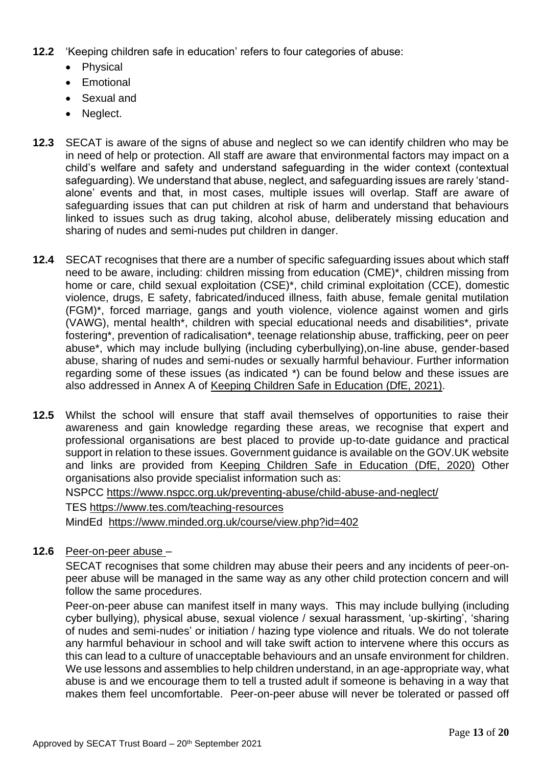**12.2** 'Keeping children safe in education' refers to four categories of abuse:

- Physical
- Emotional
- Sexual and
- Neglect.

**12.3** SECAT is aware of the signs of abuse and neglect so we can identify children who may be in need of help or protection. All staff are aware that environmental factors may impact on a child's welfare and safety and understand safeguarding in the wider context (contextual safeguarding). We understand that abuse, neglect, and safeguarding issues are rarely 'stand-alone' events and that, in most cases, multiple issues will overlap. Staff are aware of safeguarding issues that can put children at risk of harm and understand that behaviours linked to issues such as drug taking, alcohol abuse, deliberately missing education and sharing of nudes and semi-nudes put children in danger.

**12.4** SECAT recognises that there are a number of specific safeguarding issues about which staff need to be aware, including: children missing from education (CME)*, children missing from home or care, child sexual exploitation (CSE)*, child criminal exploitation (CCE), domestic violence, drugs, E safety, fabricated/induced illness, faith abuse, female genital mutilation (FGM)*, forced marriage, gangs and youth violence, violence against women and girls (VAWG), mental health*, children with special educational needs and disabilities*, private fostering*, prevention of radicalisation*, teenage relationship abuse, trafficking, peer on peer abuse*, which may include bullying (including cyberbullying),on-line abuse, gender-based abuse, sharing of nudes and semi-nudes or sexually harmful behaviour. Further information regarding some of these issues (as indicated *) can be found below and these issues are also addressed in Annex A of Keeping Children Safe in Education (DfE, 2021).

**12.5** Whilst the school will ensure that staff avail themselves of opportunities to raise their awareness and gain knowledge regarding these areas, we recognise that expert and professional organisations are best placed to provide up-to-date guidance and practical support in relation to these issues. Government guidance is available on the GOV.UK website and links are provided from Keeping Children Safe in Education (DfE, 2020) Other organisations also provide specialist information such as:

NSPCC https://www.nspcc.org.uk/preventing-abuse/child-abuse-and-neglect/

TES https://www.tes.com/teaching-resources

MindEd https://www.minded.org.uk/course/view.php?id=402

**12.6** Peer-on-peer abuse –

SECAT recognises that some children may abuse their peers and any incidents of peer-on-peer abuse will be managed in the same way as any other child protection concern and will follow the same procedures.

Peer-on-peer abuse can manifest itself in many ways. This may include bullying (including cyber bullying), physical abuse, sexual violence / sexual harassment, 'up-skirting', 'sharing of nudes and semi-nudes' or initiation / hazing type violence and rituals. We do not tolerate any harmful behaviour in school and will take swift action to intervene where this occurs as this can lead to a culture of unacceptable behaviours and an unsafe environment for children. We use lessons and assemblies to help children understand, in an age-appropriate way, what abuse is and we encourage them to tell a trusted adult if someone is behaving in a way that makes them feel uncomfortable. Peer-on-peer abuse will never be tolerated or passed off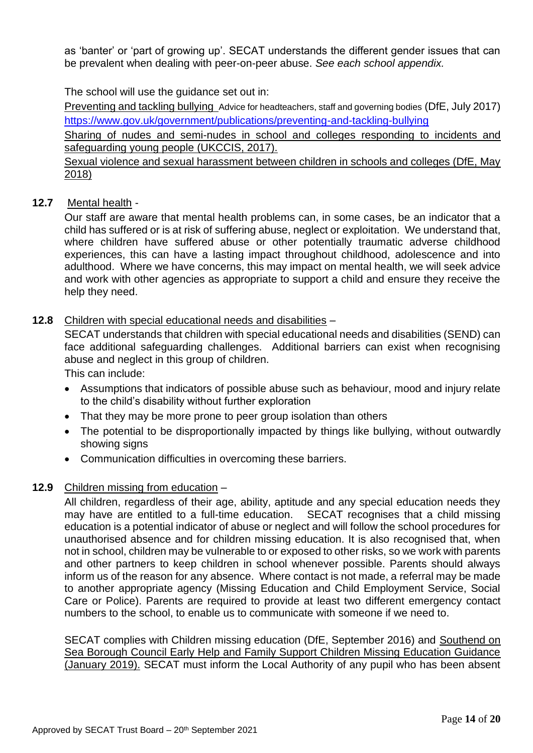as 'banter' or 'part of growing up'. SECAT understands the different gender issues that can be prevalent when dealing with peer-on-peer abuse. *See each school appendix.*

The school will use the guidance set out in:

Preventing and tackling bullying Advice for headteachers, staff and governing bodies (DfE, July 2017) https://www.gov.uk/government/publications/preventing-and-tackling-bullying

Sharing of nudes and semi-nudes in school and colleges responding to incidents and safeguarding young people (UKCCIS, 2017).

Sexual violence and sexual harassment between children in schools and colleges (DfE, May 2018)

**12.7** Mental health -

Our staff are aware that mental health problems can, in some cases, be an indicator that a child has suffered or is at risk of suffering abuse, neglect or exploitation. We understand that, where children have suffered abuse or other potentially traumatic adverse childhood experiences, this can have a lasting impact throughout childhood, adolescence and into adulthood. Where we have concerns, this may impact on mental health, we will seek advice and work with other agencies as appropriate to support a child and ensure they receive the help they need.

**12.8** Children with special educational needs and disabilities –

SECAT understands that children with special educational needs and disabilities (SEND) can face additional safeguarding challenges. Additional barriers can exist when recognising abuse and neglect in this group of children.

This can include:

- Assumptions that indicators of possible abuse such as behaviour, mood and injury relate to the child's disability without further exploration
- That they may be more prone to peer group isolation than others
- The potential to be disproportionally impacted by things like bullying, without outwardly showing signs
- Communication difficulties in overcoming these barriers.

**12.9** Children missing from education –

All children, regardless of their age, ability, aptitude and any special education needs they may have are entitled to a full-time education. SECAT recognises that a child missing education is a potential indicator of abuse or neglect and will follow the school procedures for unauthorised absence and for children missing education. It is also recognised that, when not in school, children may be vulnerable to or exposed to other risks, so we work with parents and other partners to keep children in school whenever possible. Parents should always inform us of the reason for any absence. Where contact is not made, a referral may be made to another appropriate agency (Missing Education and Child Employment Service, Social Care or Police). Parents are required to provide at least two different emergency contact numbers to the school, to enable us to communicate with someone if we need to.

SECAT complies with Children missing education (DfE, September 2016) and Southend on Sea Borough Council Early Help and Family Support Children Missing Education Guidance (January 2019). SECAT must inform the Local Authority of any pupil who has been absent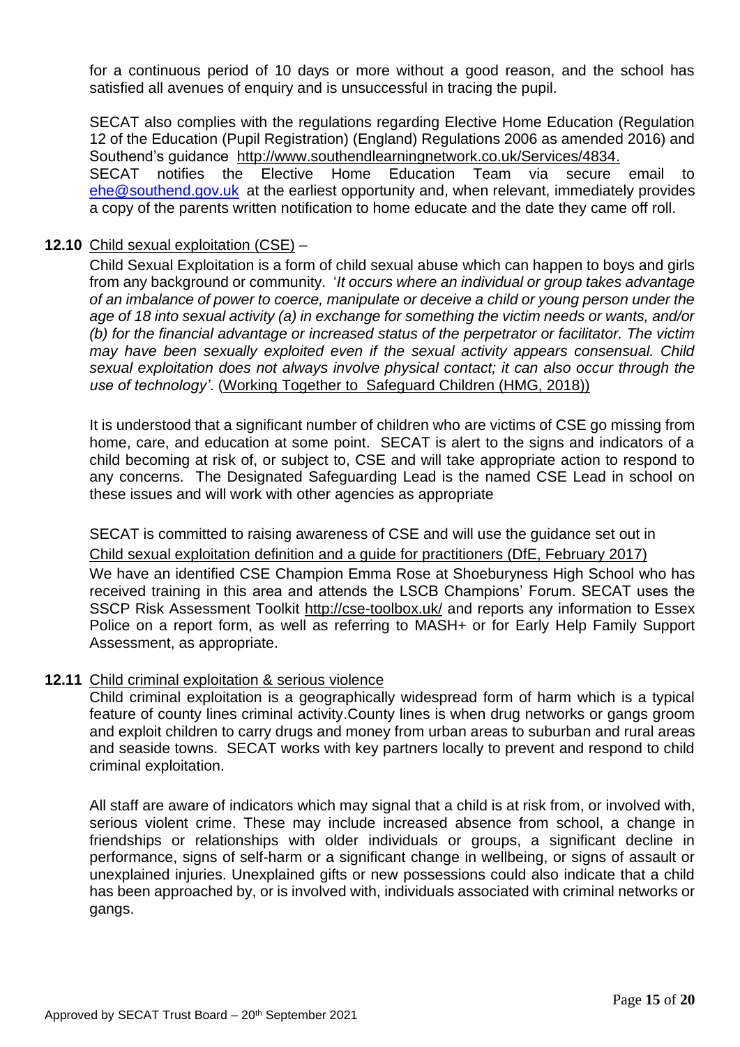for a continuous period of 10 days or more without a good reason, and the school has satisfied all avenues of enquiry and is unsuccessful in tracing the pupil.

SECAT also complies with the regulations regarding Elective Home Education (Regulation 12 of the Education (Pupil Registration) (England) Regulations 2006 as amended 2016) and Southend's guidance http://www.southendlearningnetwork.co.uk/Services/4834.
SECAT notifies the Elective Home Education Team via secure email to ehe@southend.gov.uk at the earliest opportunity and, when relevant, immediately provides a copy of the parents written notification to home educate and the date they came off roll.

**12.10** Child sexual exploitation (CSE) –

Child Sexual Exploitation is a form of child sexual abuse which can happen to boys and girls from any background or community. '*It occurs where an individual or group takes advantage of an imbalance of power to coerce, manipulate or deceive a child or young person under the age of 18 into sexual activity (a) in exchange for something the victim needs or wants, and/or (b) for the financial advantage or increased status of the perpetrator or facilitator. The victim may have been sexually exploited even if the sexual activity appears consensual. Child sexual exploitation does not always involve physical contact; it can also occur through the use of technology'*. (Working Together to Safeguard Children (HMG, 2018))

It is understood that a significant number of children who are victims of CSE go missing from home, care, and education at some point. SECAT is alert to the signs and indicators of a child becoming at risk of, or subject to, CSE and will take appropriate action to respond to any concerns. The Designated Safeguarding Lead is the named CSE Lead in school on these issues and will work with other agencies as appropriate

SECAT is committed to raising awareness of CSE and will use the guidance set out in Child sexual exploitation definition and a guide for practitioners (DfE, February 2017)
We have an identified CSE Champion Emma Rose at Shoeburyness High School who has received training in this area and attends the LSCB Champions' Forum. SECAT uses the SSCP Risk Assessment Toolkit http://cse-toolbox.uk/ and reports any information to Essex Police on a report form, as well as referring to MASH+ or for Early Help Family Support Assessment, as appropriate.

**12.11** Child criminal exploitation & serious violence

Child criminal exploitation is a geographically widespread form of harm which is a typical feature of county lines criminal activity.County lines is when drug networks or gangs groom and exploit children to carry drugs and money from urban areas to suburban and rural areas and seaside towns. SECAT works with key partners locally to prevent and respond to child criminal exploitation.

All staff are aware of indicators which may signal that a child is at risk from, or involved with, serious violent crime. These may include increased absence from school, a change in friendships or relationships with older individuals or groups, a significant decline in performance, signs of self-harm or a significant change in wellbeing, or signs of assault or unexplained injuries. Unexplained gifts or new possessions could also indicate that a child has been approached by, or is involved with, individuals associated with criminal networks or gangs.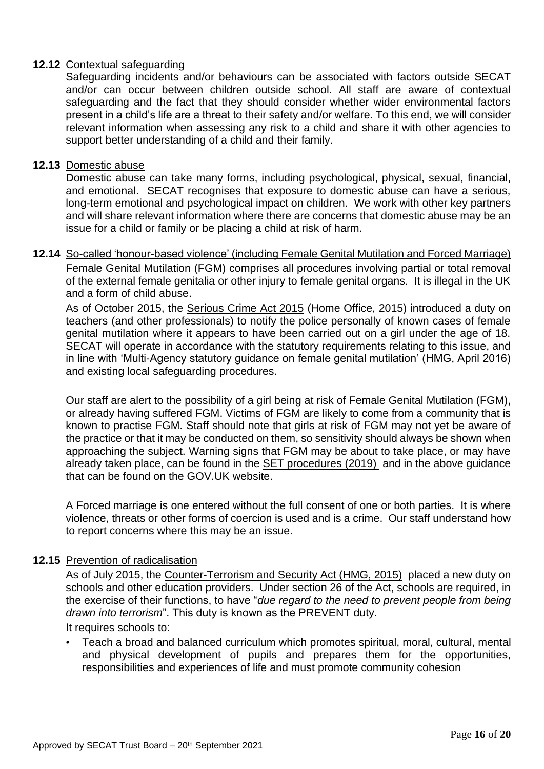### 12.12 Contextual safeguarding

Safeguarding incidents and/or behaviours can be associated with factors outside SECAT and/or can occur between children outside school. All staff are aware of contextual safeguarding and the fact that they should consider whether wider environmental factors present in a child's life are a threat to their safety and/or welfare. To this end, we will consider relevant information when assessing any risk to a child and share it with other agencies to support better understanding of a child and their family.

### 12.13 Domestic abuse

Domestic abuse can take many forms, including psychological, physical, sexual, financial, and emotional. SECAT recognises that exposure to domestic abuse can have a serious, long-term emotional and psychological impact on children. We work with other key partners and will share relevant information where there are concerns that domestic abuse may be an issue for a child or family or be placing a child at risk of harm.

### 12.14 So-called 'honour-based violence' (including Female Genital Mutilation and Forced Marriage)

Female Genital Mutilation (FGM) comprises all procedures involving partial or total removal of the external female genitalia or other injury to female genital organs. It is illegal in the UK and a form of child abuse.

As of October 2015, the Serious Crime Act 2015 (Home Office, 2015) introduced a duty on teachers (and other professionals) to notify the police personally of known cases of female genital mutilation where it appears to have been carried out on a girl under the age of 18. SECAT will operate in accordance with the statutory requirements relating to this issue, and in line with 'Multi-Agency statutory guidance on female genital mutilation' (HMG, April 2016) and existing local safeguarding procedures.

Our staff are alert to the possibility of a girl being at risk of Female Genital Mutilation (FGM), or already having suffered FGM. Victims of FGM are likely to come from a community that is known to practise FGM. Staff should note that girls at risk of FGM may not yet be aware of the practice or that it may be conducted on them, so sensitivity should always be shown when approaching the subject. Warning signs that FGM may be about to take place, or may have already taken place, can be found in the SET procedures (2019) and in the above guidance that can be found on the GOV.UK website.

A Forced marriage is one entered without the full consent of one or both parties. It is where violence, threats or other forms of coercion is used and is a crime. Our staff understand how to report concerns where this may be an issue.

### 12.15 Prevention of radicalisation

As of July 2015, the Counter-Terrorism and Security Act (HMG, 2015) placed a new duty on schools and other education providers. Under section 26 of the Act, schools are required, in the exercise of their functions, to have "*due regard to the need to prevent people from being drawn into terrorism*". This duty is known as the PREVENT duty.

It requires schools to:

- Teach a broad and balanced curriculum which promotes spiritual, moral, cultural, mental and physical development of pupils and prepares them for the opportunities, responsibilities and experiences of life and must promote community cohesion

Approved by SECAT Trust Board – 20th September 2021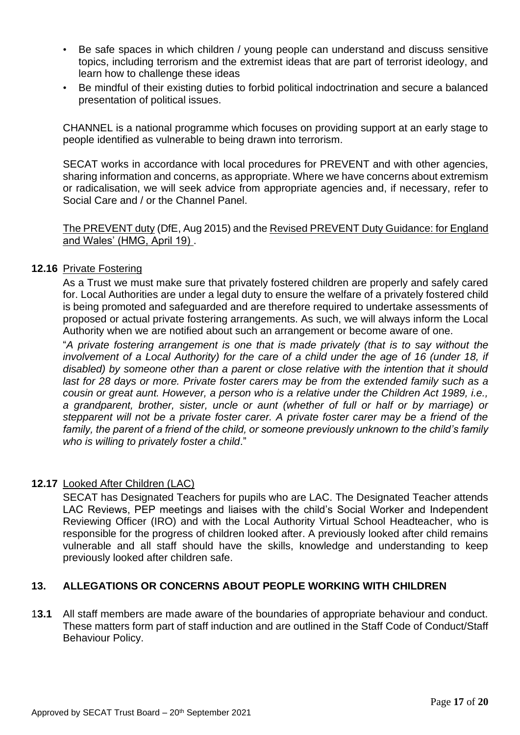- Be safe spaces in which children / young people can understand and discuss sensitive topics, including terrorism and the extremist ideas that are part of terrorist ideology, and learn how to challenge these ideas
- Be mindful of their existing duties to forbid political indoctrination and secure a balanced presentation of political issues.

CHANNEL is a national programme which focuses on providing support at an early stage to people identified as vulnerable to being drawn into terrorism.

SECAT works in accordance with local procedures for PREVENT and with other agencies, sharing information and concerns, as appropriate. Where we have concerns about extremism or radicalisation, we will seek advice from appropriate agencies and, if necessary, refer to Social Care and / or the Channel Panel.

The PREVENT duty (DfE, Aug 2015) and the Revised PREVENT Duty Guidance: for England and Wales' (HMG, April 19) .

**12.16** Private Fostering

As a Trust we must make sure that privately fostered children are properly and safely cared for. Local Authorities are under a legal duty to ensure the welfare of a privately fostered child is being promoted and safeguarded and are therefore required to undertake assessments of proposed or actual private fostering arrangements. As such, we will always inform the Local Authority when we are notified about such an arrangement or become aware of one.

"*A private fostering arrangement is one that is made privately (that is to say without the involvement of a Local Authority) for the care of a child under the age of 16 (under 18, if disabled) by someone other than a parent or close relative with the intention that it should last for 28 days or more. Private foster carers may be from the extended family such as a cousin or great aunt. However, a person who is a relative under the Children Act 1989, i.e., a grandparent, brother, sister, uncle or aunt (whether of full or half or by marriage) or stepparent will not be a private foster carer. A private foster carer may be a friend of the family, the parent of a friend of the child, or someone previously unknown to the child's family who is willing to privately foster a child*."

**12.17** Looked After Children (LAC)

SECAT has Designated Teachers for pupils who are LAC. The Designated Teacher attends LAC Reviews, PEP meetings and liaises with the child's Social Worker and Independent Reviewing Officer (IRO) and with the Local Authority Virtual School Headteacher, who is responsible for the progress of children looked after. A previously looked after child remains vulnerable and all staff should have the skills, knowledge and understanding to keep previously looked after children safe.

## 13. ALLEGATIONS OR CONCERNS ABOUT PEOPLE WORKING WITH CHILDREN

**13.1** All staff members are made aware of the boundaries of appropriate behaviour and conduct. These matters form part of staff induction and are outlined in the Staff Code of Conduct/Staff Behaviour Policy.

Approved by SECAT Trust Board – 20th September 2021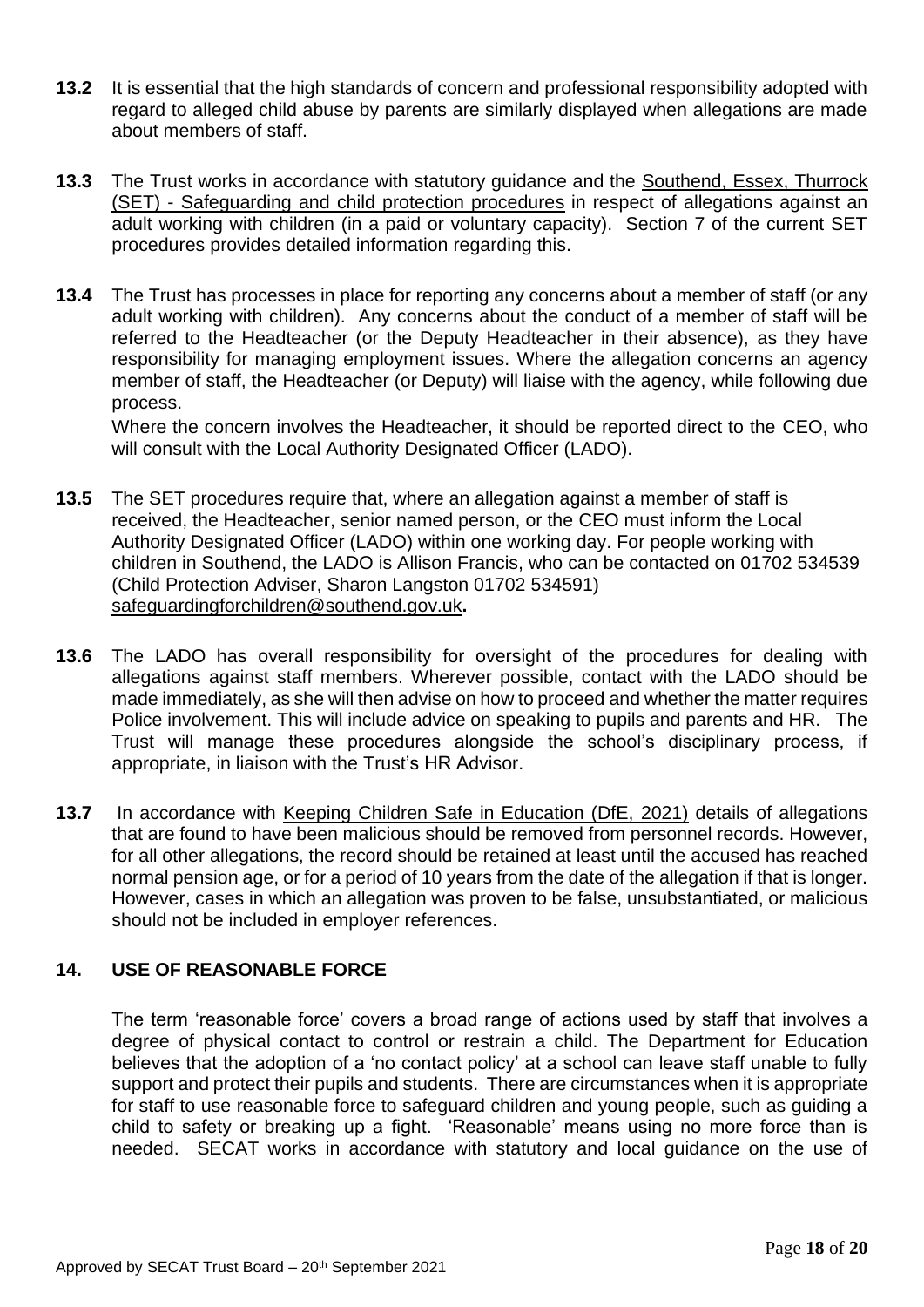**13.2** It is essential that the high standards of concern and professional responsibility adopted with regard to alleged child abuse by parents are similarly displayed when allegations are made about members of staff.

**13.3** The Trust works in accordance with statutory guidance and the Southend, Essex, Thurrock (SET) - Safeguarding and child protection procedures in respect of allegations against an adult working with children (in a paid or voluntary capacity). Section 7 of the current SET procedures provides detailed information regarding this.

**13.4** The Trust has processes in place for reporting any concerns about a member of staff (or any adult working with children). Any concerns about the conduct of a member of staff will be referred to the Headteacher (or the Deputy Headteacher in their absence), as they have responsibility for managing employment issues. Where the allegation concerns an agency member of staff, the Headteacher (or Deputy) will liaise with the agency, while following due process.

Where the concern involves the Headteacher, it should be reported direct to the CEO, who will consult with the Local Authority Designated Officer (LADO).

**13.5** The SET procedures require that, where an allegation against a member of staff is received, the Headteacher, senior named person, or the CEO must inform the Local Authority Designated Officer (LADO) within one working day. For people working with children in Southend, the LADO is Allison Francis, who can be contacted on 01702 534539 (Child Protection Adviser, Sharon Langston 01702 534591) safeguardingforchildren@southend.gov.uk**.**

**13.6** The LADO has overall responsibility for oversight of the procedures for dealing with allegations against staff members. Wherever possible, contact with the LADO should be made immediately, as she will then advise on how to proceed and whether the matter requires Police involvement. This will include advice on speaking to pupils and parents and HR. The Trust will manage these procedures alongside the school's disciplinary process, if appropriate, in liaison with the Trust's HR Advisor.

**13.7** In accordance with Keeping Children Safe in Education (DfE, 2021) details of allegations that are found to have been malicious should be removed from personnel records. However, for all other allegations, the record should be retained at least until the accused has reached normal pension age, or for a period of 10 years from the date of the allegation if that is longer. However, cases in which an allegation was proven to be false, unsubstantiated, or malicious should not be included in employer references.

## 14. USE OF REASONABLE FORCE

The term 'reasonable force' covers a broad range of actions used by staff that involves a degree of physical contact to control or restrain a child. The Department for Education believes that the adoption of a 'no contact policy' at a school can leave staff unable to fully support and protect their pupils and students. There are circumstances when it is appropriate for staff to use reasonable force to safeguard children and young people, such as guiding a child to safety or breaking up a fight. 'Reasonable' means using no more force than is needed. SECAT works in accordance with statutory and local guidance on the use of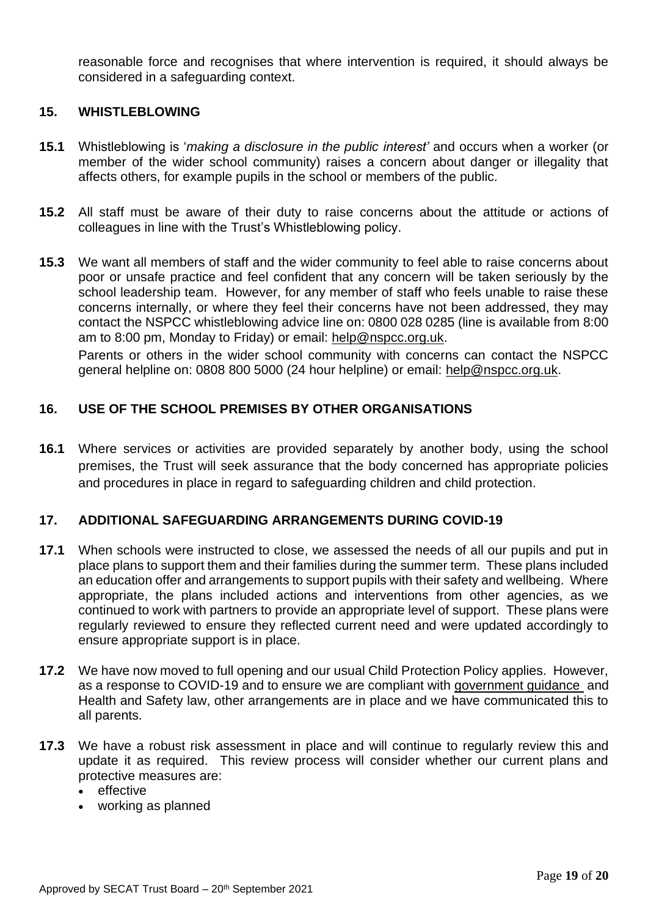reasonable force and recognises that where intervention is required, it should always be considered in a safeguarding context.

## 15. WHISTLEBLOWING

**15.1** Whistleblowing is '*making a disclosure in the public interest'* and occurs when a worker (or member of the wider school community) raises a concern about danger or illegality that affects others, for example pupils in the school or members of the public.

**15.2** All staff must be aware of their duty to raise concerns about the attitude or actions of colleagues in line with the Trust's Whistleblowing policy.

**15.3** We want all members of staff and the wider community to feel able to raise concerns about poor or unsafe practice and feel confident that any concern will be taken seriously by the school leadership team. However, for any member of staff who feels unable to raise these concerns internally, or where they feel their concerns have not been addressed, they may contact the NSPCC whistleblowing advice line on: 0800 028 0285 (line is available from 8:00 am to 8:00 pm, Monday to Friday) or email: help@nspcc.org.uk.

Parents or others in the wider school community with concerns can contact the NSPCC general helpline on: 0808 800 5000 (24 hour helpline) or email: help@nspcc.org.uk.

## 16. USE OF THE SCHOOL PREMISES BY OTHER ORGANISATIONS

**16.1** Where services or activities are provided separately by another body, using the school premises, the Trust will seek assurance that the body concerned has appropriate policies and procedures in place in regard to safeguarding children and child protection.

## 17. ADDITIONAL SAFEGUARDING ARRANGEMENTS DURING COVID-19

**17.1** When schools were instructed to close, we assessed the needs of all our pupils and put in place plans to support them and their families during the summer term. These plans included an education offer and arrangements to support pupils with their safety and wellbeing. Where appropriate, the plans included actions and interventions from other agencies, as we continued to work with partners to provide an appropriate level of support. These plans were regularly reviewed to ensure they reflected current need and were updated accordingly to ensure appropriate support is in place.

**17.2** We have now moved to full opening and our usual Child Protection Policy applies. However, as a response to COVID-19 and to ensure we are compliant with government guidance and Health and Safety law, other arrangements are in place and we have communicated this to all parents.

**17.3** We have a robust risk assessment in place and will continue to regularly review this and update it as required. This review process will consider whether our current plans and protective measures are:

- effective
- working as planned

Approved by SECAT Trust Board – 20th September 2021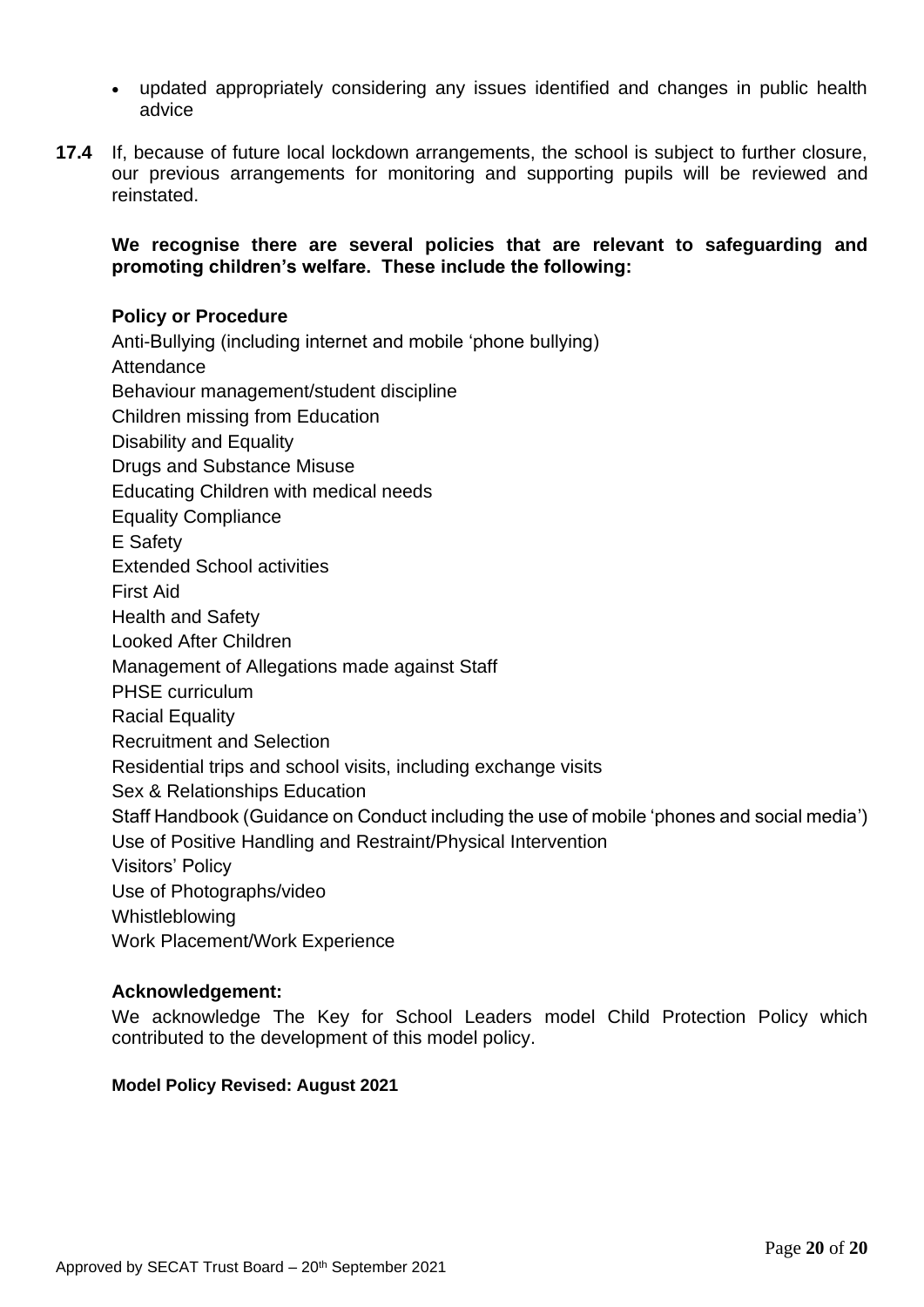- updated appropriately considering any issues identified and changes in public health advice

**17.4** If, because of future local lockdown arrangements, the school is subject to further closure, our previous arrangements for monitoring and supporting pupils will be reviewed and reinstated.

**We recognise there are several policies that are relevant to safeguarding and promoting children's welfare. These include the following:**

**Policy or Procedure**

Anti-Bullying (including internet and mobile 'phone bullying)
Attendance
Behaviour management/student discipline
Children missing from Education
Disability and Equality
Drugs and Substance Misuse
Educating Children with medical needs
Equality Compliance
E Safety
Extended School activities
First Aid
Health and Safety
Looked After Children
Management of Allegations made against Staff
PHSE curriculum
Racial Equality
Recruitment and Selection
Residential trips and school visits, including exchange visits
Sex & Relationships Education
Staff Handbook (Guidance on Conduct including the use of mobile 'phones and social media')
Use of Positive Handling and Restraint/Physical Intervention
Visitors' Policy
Use of Photographs/video
Whistleblowing
Work Placement/Work Experience

**Acknowledgement:**

We acknowledge The Key for School Leaders model Child Protection Policy which contributed to the development of this model policy.

**Model Policy Revised: August 2021**

Approved by SECAT Trust Board – 20th September 2021